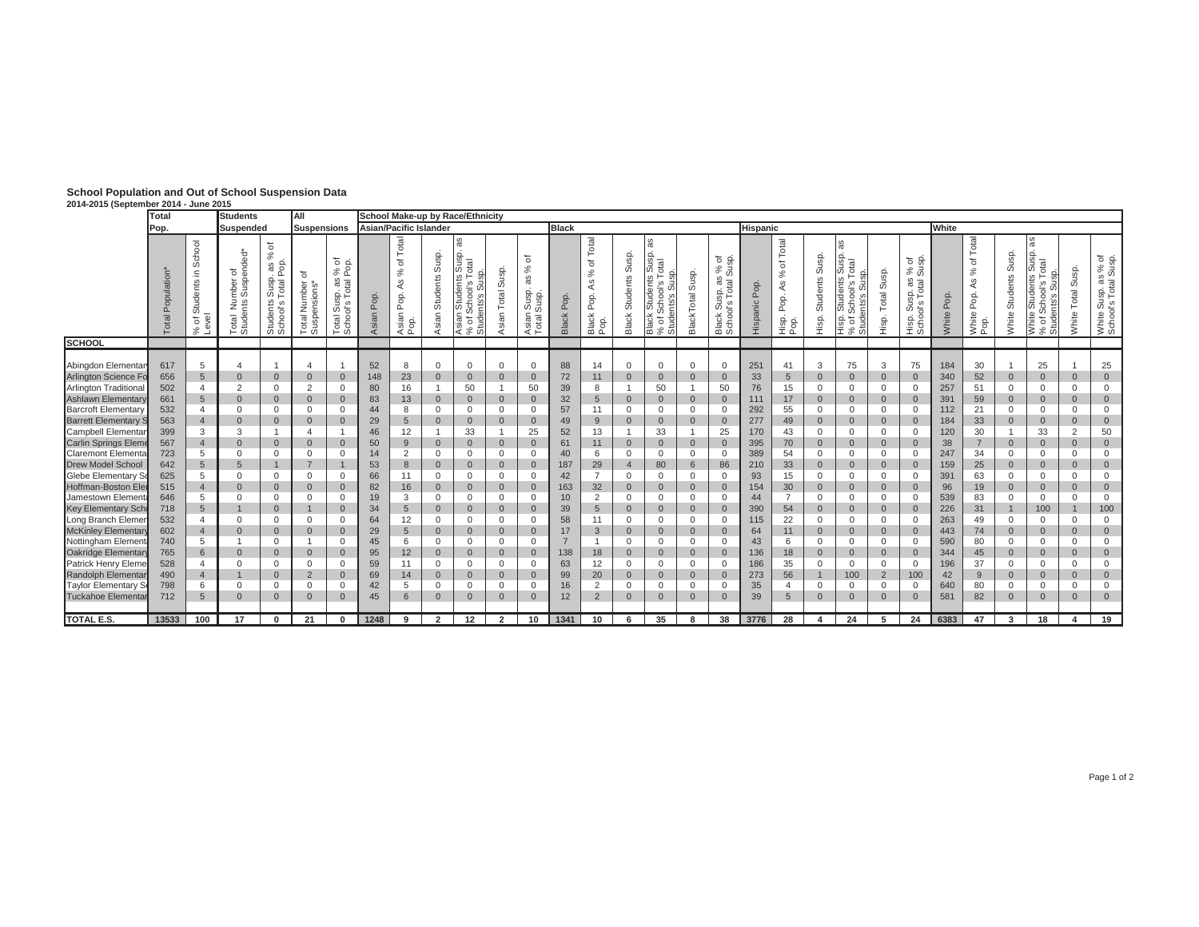**School Population and Out of School Suspension Data**
**2014-2015 (September 2014 - June 2015**

| | Total Pop. | | Students Suspended | | All Suspensions | | School Make-up by Race/Ethnicity | | | | | | | | | | | | | | | | | | | | | | | |
|---|---|---|---|---|---|---|---|---|---|---|---|---|---|---|---|---|---|---|---|---|---|---|---|---|---|---|---|---|---|---|
| | | | | | | | Asian/Pacific Islander | | | | | | Black | | | | | | Hispanic | | | | | | White | | | | | |
| SCHOOL | Total Population* | % of Students in School Level | Total Number of Students Suspended* | Students Susp. as % of School's Total Pop. | Total Number of Suspensions* | Total Susp. as % of School's Total Pop. | Asian Pop. | Asian Pop. As % of Total Pop. | Asian Students Susp. | Asian Students Susp. as % of School's Total Students's Susp. | Asian Total Susp. | Asian Susp. as % of Total Susp. | Black Pop. | Black Pop. As % of Total Pop. | Black Students Susp. | Black Students Susp. as % of School's Total Students's Susp. | BlackTotal Susp. | Black Susp. as % of School's Total Susp. | Hispanic Pop. | Hisp. Pop. As % of Total Pop. | Hisp. Students Susp. | Hisp. Students Susp. as % of School's Total Students's Susp. | Hisp. Total Susp. | Hisp. Susp. as % of School's Total Susp. | White Pop. | White Pop. As % of Total Pop. | White Students Susp. | White Students Susp. as % of School's Total Students's Susp. | White Total Susp. | White Susp. as % of School's Total Susp. |
| Abingdon Elementar | 617 | 5 | 4 | 1 | 4 | 1 | 52 | 8 | 0 | 0 | 0 | 0 | 88 | 14 | 0 | 0 | 0 | 0 | 251 | 41 | 3 | 75 | 3 | 75 | 184 | 30 | 1 | 25 | 1 | 25 |
| Arlington Science Fo | 656 | 5 | 0 | 0 | 0 | 0 | 148 | 23 | 0 | 0 | 0 | 0 | 72 | 11 | 0 | 0 | 0 | 0 | 33 | 5 | 0 | 0 | 0 | 0 | 340 | 52 | 0 | 0 | 0 | 0 |
| Arlington Traditional | 502 | 4 | 2 | 0 | 2 | 0 | 80 | 16 | 1 | 50 | 1 | 50 | 39 | 8 | 1 | 50 | 1 | 50 | 76 | 15 | 0 | 0 | 0 | 0 | 257 | 51 | 0 | 0 | 0 | 0 |
| Ashlawn Elementary | 661 | 5 | 0 | 0 | 0 | 0 | 83 | 13 | 0 | 0 | 0 | 0 | 32 | 5 | 0 | 0 | 0 | 0 | 111 | 17 | 0 | 0 | 0 | 0 | 391 | 59 | 0 | 0 | 0 | 0 |
| Barcroft Elementary | 532 | 4 | 0 | 0 | 0 | 0 | 44 | 8 | 0 | 0 | 0 | 0 | 57 | 11 | 0 | 0 | 0 | 0 | 292 | 55 | 0 | 0 | 0 | 0 | 112 | 21 | 0 | 0 | 0 | 0 |
| Barrett Elementary S | 563 | 4 | 0 | 0 | 0 | 0 | 29 | 5 | 0 | 0 | 0 | 0 | 49 | 9 | 0 | 0 | 0 | 0 | 277 | 49 | 0 | 0 | 0 | 0 | 184 | 33 | 0 | 0 | 0 | 0 |
| Campbell Elementar | 399 | 3 | 3 | 1 | 4 | 1 | 46 | 12 | 1 | 33 | 1 | 25 | 52 | 13 | 1 | 33 | 1 | 25 | 170 | 43 | 0 | 0 | 0 | 0 | 120 | 30 | 1 | 33 | 2 | 50 |
| Carlin Springs Elem | 567 | 4 | 0 | 0 | 0 | 0 | 50 | 9 | 0 | 0 | 0 | 0 | 61 | 11 | 0 | 0 | 0 | 0 | 395 | 70 | 0 | 0 | 0 | 0 | 38 | 7 | 0 | 0 | 0 | 0 |
| Claremont Elementa | 723 | 5 | 0 | 0 | 0 | 0 | 14 | 2 | 0 | 0 | 0 | 0 | 40 | 6 | 0 | 0 | 0 | 0 | 389 | 54 | 0 | 0 | 0 | 0 | 247 | 34 | 0 | 0 | 0 | 0 |
| Drew Model School | 642 | 5 | 5 | 1 | 7 | 1 | 53 | 8 | 0 | 0 | 0 | 0 | 187 | 29 | 4 | 80 | 6 | 86 | 210 | 33 | 0 | 0 | 0 | 0 | 159 | 25 | 0 | 0 | 0 | 0 |
| Glebe Elementary S | 625 | 5 | 0 | 0 | 0 | 0 | 66 | 11 | 0 | 0 | 0 | 0 | 42 | 7 | 0 | 0 | 0 | 0 | 93 | 15 | 0 | 0 | 0 | 0 | 391 | 63 | 0 | 0 | 0 | 0 |
| Hoffman-Boston Ele | 515 | 4 | 0 | 0 | 0 | 0 | 82 | 16 | 0 | 0 | 0 | 0 | 163 | 32 | 0 | 0 | 0 | 0 | 154 | 30 | 0 | 0 | 0 | 0 | 96 | 19 | 0 | 0 | 0 | 0 |
| Jamestown Element | 646 | 5 | 0 | 0 | 0 | 0 | 19 | 3 | 0 | 0 | 0 | 0 | 10 | 2 | 0 | 0 | 0 | 0 | 44 | 7 | 0 | 0 | 0 | 0 | 539 | 83 | 0 | 0 | 0 | 0 |
| Key Elementary Sch | 718 | 5 | 1 | 0 | 1 | 0 | 34 | 5 | 0 | 0 | 0 | 0 | 39 | 5 | 0 | 0 | 0 | 0 | 390 | 54 | 0 | 0 | 0 | 0 | 226 | 31 | 1 | 100 | 1 | 100 |
| Long Branch Eleme | 532 | 4 | 0 | 0 | 0 | 0 | 64 | 12 | 0 | 0 | 0 | 0 | 58 | 11 | 0 | 0 | 0 | 0 | 115 | 22 | 0 | 0 | 0 | 0 | 263 | 49 | 0 | 0 | 0 | 0 |
| McKinley Elementar | 602 | 4 | 0 | 0 | 0 | 0 | 29 | 5 | 0 | 0 | 0 | 0 | 17 | 3 | 0 | 0 | 0 | 0 | 64 | 11 | 0 | 0 | 0 | 0 | 443 | 74 | 0 | 0 | 0 | 0 |
| Nottingham Elemen | 740 | 5 | 1 | 0 | 1 | 0 | 45 | 6 | 0 | 0 | 0 | 0 | 7 | 1 | 0 | 0 | 0 | 0 | 43 | 6 | 0 | 0 | 0 | 0 | 590 | 80 | 0 | 0 | 0 | 0 |
| Oakridge Elementar | 765 | 6 | 0 | 0 | 0 | 0 | 95 | 12 | 0 | 0 | 0 | 0 | 138 | 18 | 0 | 0 | 0 | 0 | 136 | 18 | 0 | 0 | 0 | 0 | 344 | 45 | 0 | 0 | 0 | 0 |
| Patrick Henry Eleme | 528 | 4 | 0 | 0 | 0 | 0 | 59 | 11 | 0 | 0 | 0 | 0 | 63 | 12 | 0 | 0 | 0 | 0 | 186 | 35 | 0 | 0 | 0 | 0 | 196 | 37 | 0 | 0 | 0 | 0 |
| Randolph Elementar | 490 | 4 | 1 | 0 | 2 | 0 | 69 | 14 | 0 | 0 | 0 | 0 | 99 | 20 | 0 | 0 | 0 | 0 | 273 | 56 | 1 | 100 | 2 | 100 | 42 | 9 | 0 | 0 | 0 | 0 |
| Taylor Elementary S | 798 | 6 | 0 | 0 | 0 | 0 | 42 | 5 | 0 | 0 | 0 | 0 | 16 | 2 | 0 | 0 | 0 | 0 | 35 | 4 | 0 | 0 | 0 | 0 | 640 | 80 | 0 | 0 | 0 | 0 |
| Tuckahoe Elementar | 712 | 5 | 0 | 0 | 0 | 0 | 45 | 6 | 0 | 0 | 0 | 0 | 12 | 2 | 0 | 0 | 0 | 0 | 39 | 5 | 0 | 0 | 0 | 0 | 581 | 82 | 0 | 0 | 0 | 0 |
| **TOTAL E.S.** | **13533** | **100** | **17** | **0** | **21** | **0** | **1248** | **9** | **2** | **12** | **2** | **10** | **1341** | **10** | **6** | **35** | **8** | **38** | **3776** | **28** | **4** | **24** | **5** | **24** | **6383** | **47** | **3** | **18** | **4** | **19** |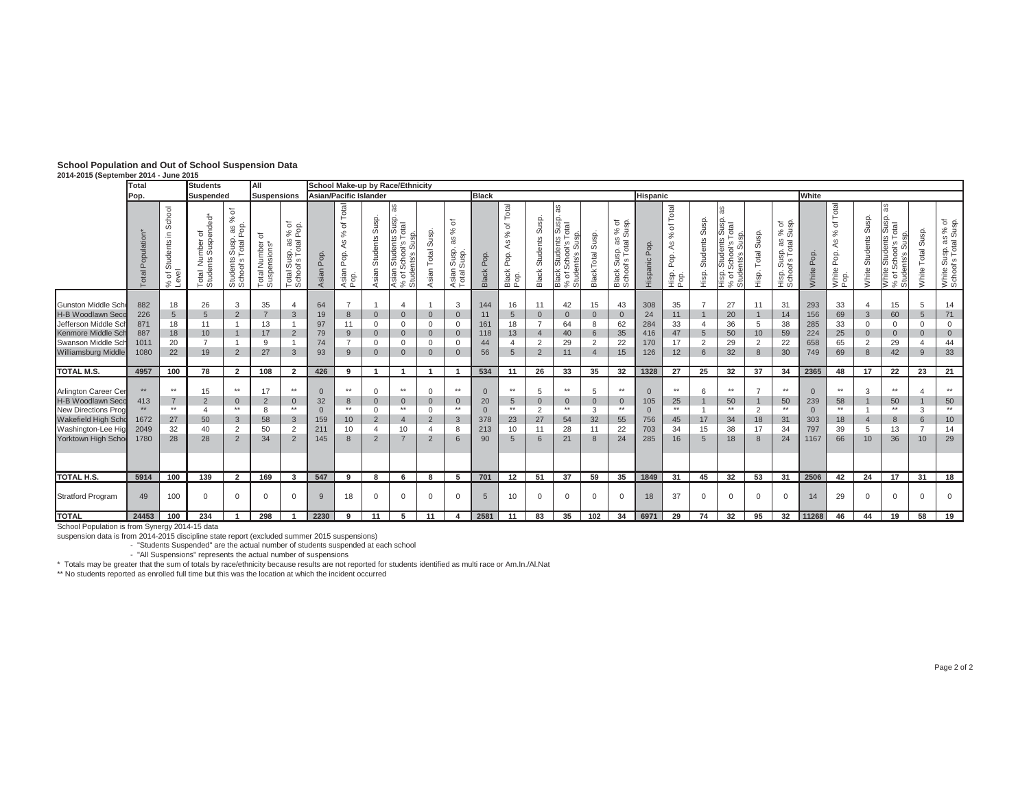## School Population and Out of School Suspension Data

**2014-2015 (September 2014 - June 2015)**

| | Total Pop. | | Students Suspended | | All Suspensions | | School Make-up by Race/Ethnicity | | | | | | | | | | | | | | | | | | | | | | | |
|---|---|---|---|---|---|---|---|---|---|---|---|---|---|---|---|---|---|---|---|---|---|---|---|---|---|---|---|---|---|---|
| | | | | | | | Asian/Pacific Islander | | | | | | Black | | | | | | Hispanic | | | | | | White | | | | | |
| | Total Population* | % of Students in School Level | Total Number of Students Suspended* | Students Susp. as % of School's Total Pop. | Total Number of Suspensions* | Total Susp. as % of School's Total Pop. | Asian Pop. | Asian Pop. As % of Total Pop. | Asian Students Susp. | Asian Students Susp. as % of School's Total Students's Susp. | Asian Total Susp. | Asian Susp. as % of Total Susp. | Black Pop. | Black Pop. As % of Total Pop. | Black Students Susp. | Black Students Susp. as % of School's Total Students's Susp. | BlackTotal Susp. | Black Susp. as % of School's Total Susp. | Hispanic Pop. | Hisp. Pop. As % of Total Pop. | Hisp. Students Susp. | Hisp. Students Susp. as % of School's Total Students's Susp. | Hisp. Total Susp. | Hisp. Susp. as % of School's Total Susp. | White Pop. | White Pop. As % of Total Pop. | White Students Susp. | White Students Susp. as % of School's Total Students's Susp. | White Total Susp. | White Susp. as % of School's Total Susp. |
| Gunston Middle Sch | 882 | 18 | 26 | 3 | 35 | 4 | 64 | 7 | 1 | 4 | 1 | 3 | 144 | 16 | 11 | 42 | 15 | 43 | 308 | 35 | 7 | 27 | 11 | 31 | 293 | 33 | 4 | 15 | 5 | 14 |
| H-B Woodlawn Seco | 226 | 5 | 5 | 2 | 7 | 3 | 19 | 8 | 0 | 0 | 0 | 0 | 11 | 5 | 0 | 0 | 0 | 0 | 24 | 11 | 1 | 20 | 1 | 14 | 156 | 69 | 3 | 60 | 5 | 71 |
| Jefferson Middle Sch | 871 | 18 | 11 | 1 | 13 | 1 | 97 | 11 | 0 | 0 | 0 | 0 | 161 | 18 | 7 | 64 | 8 | 62 | 284 | 33 | 4 | 36 | 5 | 38 | 285 | 33 | 0 | 0 | 0 | 0 |
| Kenmore Middle Sch | 887 | 18 | 10 | 1 | 17 | 2 | 79 | 9 | 0 | 0 | 0 | 0 | 118 | 13 | 4 | 40 | 6 | 35 | 416 | 47 | 5 | 50 | 10 | 59 | 224 | 25 | 0 | 0 | 0 | 0 |
| Swanson Middle Sch | 1011 | 20 | 7 | 1 | 9 | 1 | 74 | 7 | 0 | 0 | 0 | 0 | 44 | 4 | 2 | 29 | 2 | 22 | 170 | 17 | 2 | 29 | 2 | 22 | 658 | 65 | 2 | 29 | 4 | 44 |
| Williamsburg Middle | 1080 | 22 | 19 | 2 | 27 | 3 | 93 | 9 | 0 | 0 | 0 | 0 | 56 | 5 | 2 | 11 | 4 | 15 | 126 | 12 | 6 | 32 | 8 | 30 | 749 | 69 | 8 | 42 | 9 | 33 |
| **TOTAL M.S.** | **4957** | **100** | **78** | **2** | **108** | **2** | **426** | **9** | **1** | **1** | **1** | **1** | **534** | **11** | **26** | **33** | **35** | **32** | **1328** | **27** | **25** | **32** | **37** | **34** | **2365** | **48** | **17** | **22** | **23** | **21** |
| Arlington Career Cer | ** | ** | 15 | ** | 17 | ** | 0 | ** | 0 | ** | 0 | ** | 0 | ** | 5 | ** | 5 | ** | 0 | ** | 6 | ** | 7 | ** | 0 | ** | 3 | ** | 4 | ** |
| H-B Woodlawn Seco | 413 | 7 | 2 | 0 | 2 | 0 | 32 | 8 | 0 | 0 | 0 | 0 | 20 | 5 | 0 | 0 | 0 | 0 | 105 | 25 | 1 | 50 | 1 | 50 | 239 | 58 | 1 | 50 | 1 | 50 |
| New Directions Prog | ** | ** | 4 | ** | 8 | ** | 0 | ** | 0 | ** | 0 | ** | 0 | ** | 2 | ** | 3 | ** | 0 | ** | 1 | ** | 2 | ** | 0 | ** | 1 | ** | 3 | ** |
| Wakefield High Scho | 1672 | 27 | 50 | 3 | 58 | 3 | 159 | 10 | 2 | 4 | 2 | 3 | 378 | 23 | 27 | 54 | 32 | 55 | 756 | 45 | 17 | 34 | 18 | 31 | 303 | 18 | 4 | 8 | 6 | 10 |
| Washington-Lee Hig | 2049 | 32 | 40 | 2 | 50 | 2 | 211 | 10 | 4 | 10 | 4 | 8 | 213 | 10 | 11 | 28 | 11 | 22 | 703 | 34 | 15 | 38 | 17 | 34 | 797 | 39 | 5 | 13 | 7 | 14 |
| Yorktown High Scho | 1780 | 28 | 28 | 2 | 34 | 2 | 145 | 8 | 2 | 7 | 2 | 6 | 90 | 5 | 6 | 21 | 8 | 24 | 285 | 16 | 5 | 18 | 8 | 24 | 1167 | 66 | 10 | 36 | 10 | 29 |
| **TOTAL H.S.** | **5914** | **100** | **139** | **2** | **169** | **3** | **547** | **9** | **8** | **6** | **8** | **5** | **701** | **12** | **51** | **37** | **59** | **35** | **1849** | **31** | **45** | **32** | **53** | **31** | **2506** | **42** | **24** | **17** | **31** | **18** |
| Stratford Program | 49 | 100 | 0 | 0 | 0 | 0 | 9 | 18 | 0 | 0 | 0 | 0 | 5 | 10 | 0 | 0 | 0 | 0 | 18 | 37 | 0 | 0 | 0 | 0 | 14 | 29 | 0 | 0 | 0 | 0 |
| **TOTAL** | **24453** | **100** | **234** | **1** | **298** | **1** | **2230** | **9** | **11** | **5** | **11** | **4** | **2581** | **11** | **83** | **35** | **102** | **34** | **6971** | **29** | **74** | **32** | **95** | **32** | **11268** | **46** | **44** | **19** | **58** | **19** |

School Population is from Synergy 2014-15 data

suspension data is from 2014-2015 discipline state report (excluded summer 2015 suspensions)

- "Students Suspended" are the actual number of students suspended at each school
- "All Suspensions" represents the actual number of suspensions

* Totals may be greater that the sum of totals by race/ethnicity because results are not reported for students identified as multi race or Am.In./Al.Nat

** No students reported as enrolled full time but this was the location at which the incident occurred